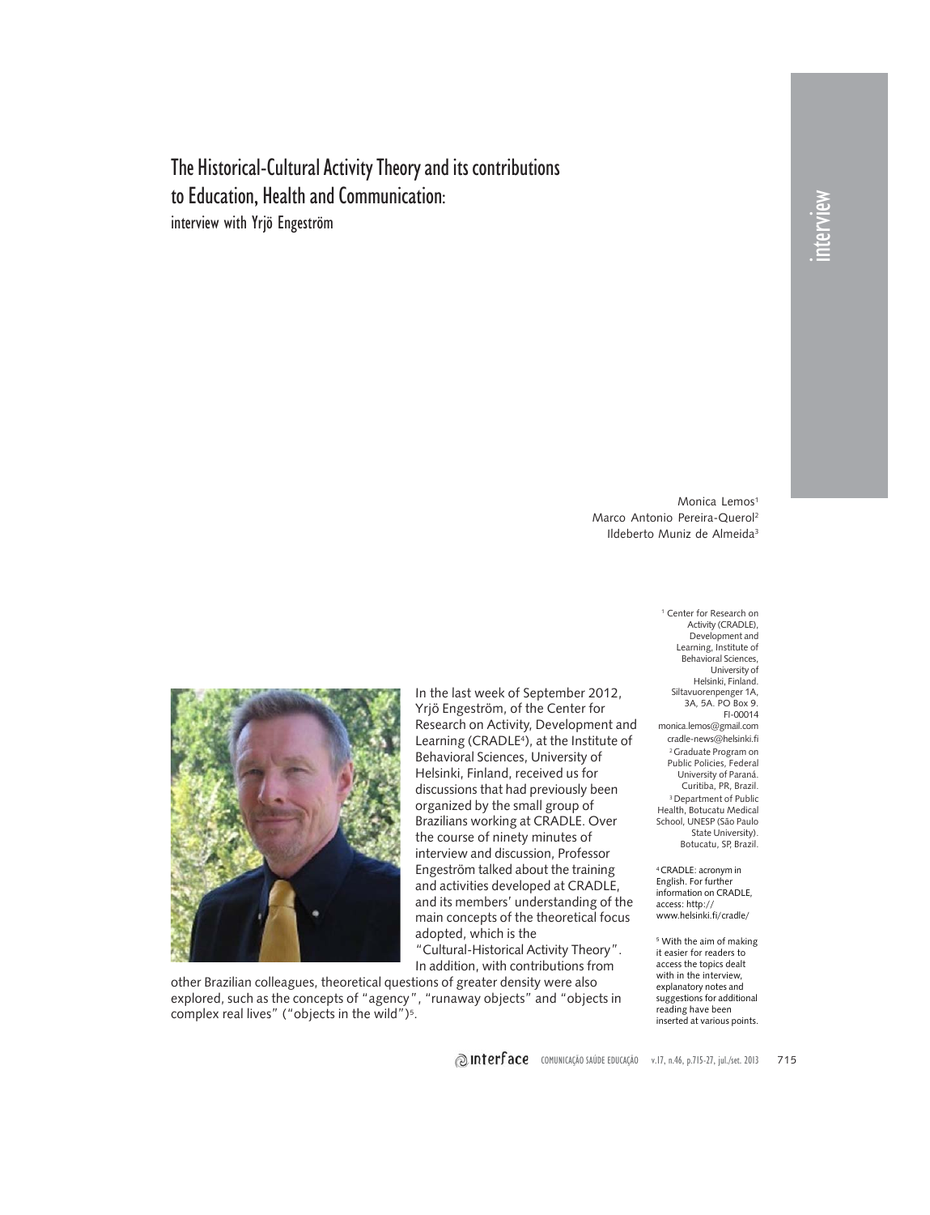# The Historical-Cultural Activity Theory and its contributions to Education, Health and Communication:

## interview with Yrjö Engeström

Monica Lemos[1]
Marco Antonio Pereira-Querol[2]
Ildeberto Muniz de Almeida[3]

In the last week of September 2012, Yrjö Engeström, of the Center for Research on Activity, Development and Learning (CRADLE[4]), at the Institute of Behavioral Sciences, University of Helsinki, Finland, received us for discussions that had previously been organized by the small group of Brazilians working at CRADLE. Over the course of ninety minutes of interview and discussion, Professor Engeström talked about the training and activities developed at CRADLE, and its members' understanding of the main concepts of the theoretical focus adopted, which is the "Cultural-Historical Activity Theory". In addition, with contributions from other Brazilian colleagues, theoretical questions of greater density were also explored, such as the concepts of "agency", "runaway objects" and "objects in complex real lives" ("objects in the wild")[5].

---

[1] Center for Research on Activity (CRADLE), Development and Learning, Institute of Behavioral Sciences, University of Helsinki, Finland. Siltavuorenpenger 1A, 3A, 5A. PO Box 9. FI-00014 monica.lemos@gmail.com cradle-news@helsinki.fi

[2] Graduate Program on Public Policies, Federal University of Paraná. Curitiba, PR, Brazil.

[3] Department of Public Health, Botucatu Medical School, UNESP (São Paulo State University). Botucatu, SP, Brazil.

[4] CRADLE: acronym in English. For further information on CRADLE, access: http://www.helsinki.fi/cradle/

[5] With the aim of making it easier for readers to access the topics dealt with in the interview, explanatory notes and suggestions for additional reading have been inserted at various points.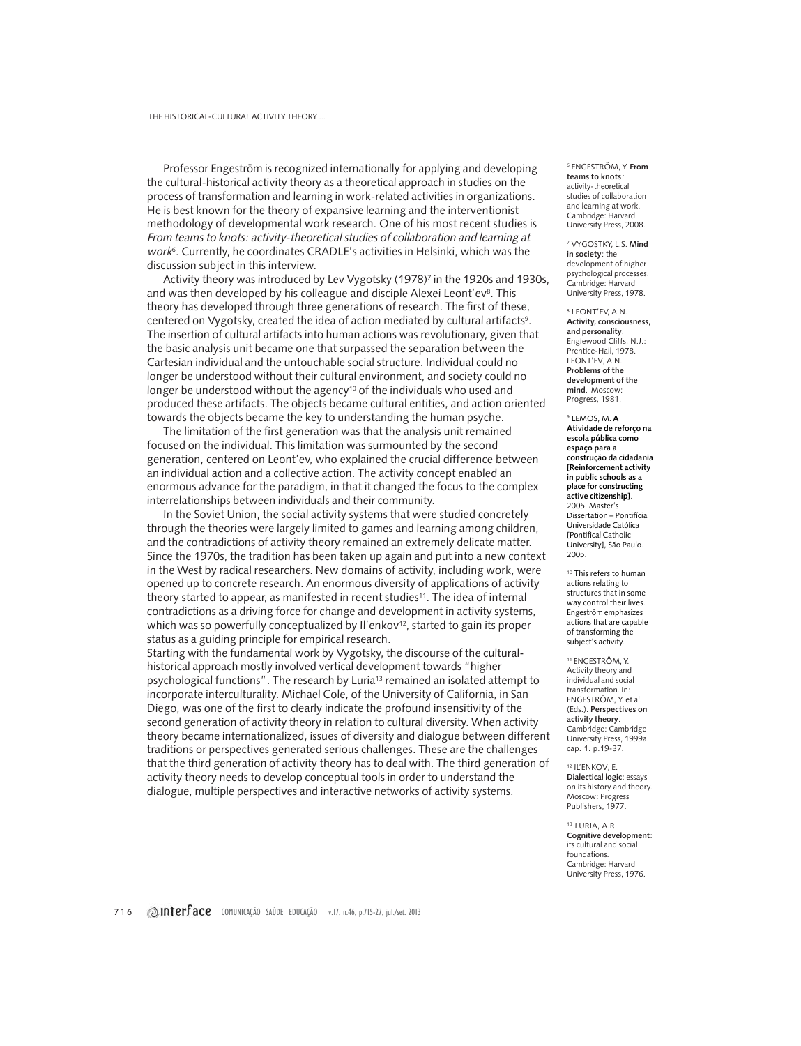Professor Engeström is recognized internationally for applying and developing the cultural-historical activity theory as a theoretical approach in studies on the process of transformation and learning in work-related activities in organizations. He is best known for the theory of expansive learning and the interventionist methodology of developmental work research. One of his most recent studies is *From teams to knots: activity-theoretical studies of collaboration and learning at work*[6]. Currently, he coordinates CRADLE's activities in Helsinki, which was the discussion subject in this interview.

Activity theory was introduced by Lev Vygotsky (1978)[7] in the 1920s and 1930s, and was then developed by his colleague and disciple Alexei Leont'ev[8]. This theory has developed through three generations of research. The first of these, centered on Vygotsky, created the idea of action mediated by cultural artifacts[9]. The insertion of cultural artifacts into human actions was revolutionary, given that the basic analysis unit became one that surpassed the separation between the Cartesian individual and the untouchable social structure. Individual could no longer be understood without their cultural environment, and society could no longer be understood without the agency[10] of the individuals who used and produced these artifacts. The objects became cultural entities, and action oriented towards the objects became the key to understanding the human psyche.

The limitation of the first generation was that the analysis unit remained focused on the individual. This limitation was surmounted by the second generation, centered on Leont'ev, who explained the crucial difference between an individual action and a collective action. The activity concept enabled an enormous advance for the paradigm, in that it changed the focus to the complex interrelationships between individuals and their community.

In the Soviet Union, the social activity systems that were studied concretely through the theories were largely limited to games and learning among children, and the contradictions of activity theory remained an extremely delicate matter. Since the 1970s, the tradition has been taken up again and put into a new context in the West by radical researchers. New domains of activity, including work, were opened up to concrete research. An enormous diversity of applications of activity theory started to appear, as manifested in recent studies[11]. The idea of internal contradictions as a driving force for change and development in activity systems, which was so powerfully conceptualized by Il'enkov[12], started to gain its proper status as a guiding principle for empirical research.

Starting with the fundamental work by Vygotsky, the discourse of the cultural-historical approach mostly involved vertical development towards "higher psychological functions". The research by Luria[13] remained an isolated attempt to incorporate interculturality. Michael Cole, of the University of California, in San Diego, was one of the first to clearly indicate the profound insensitivity of the second generation of activity theory in relation to cultural diversity. When activity theory became internationalized, issues of diversity and dialogue between different traditions or perspectives generated serious challenges. These are the challenges that the third generation of activity theory has to deal with. The third generation of activity theory needs to develop conceptual tools in order to understand the dialogue, multiple perspectives and interactive networks of activity systems.

---

[6] ENGESTRÖM, Y. **From teams to knots**: activity-theoretical studies of collaboration and learning at work. Cambridge: Harvard University Press, 2008.

[7] VYGOSTKY, L.S. **Mind in society**: the development of higher psychological processes. Cambridge: Harvard University Press, 1978.

[8] LEONT'EV, A.N. **Activity, consciousness, and personality**. Englewood Cliffs, N.J.: Prentice-Hall, 1978. LEONT'EV, A.N. **Problems of the development of the mind**. Moscow: Progress, 1981.

[9] LEMOS, M. **A Atividade de reforço na escola pública como espaço para a construção da cidadania [Reinforcement activity in public schools as a place for constructing active citizenship]**. 2005. Master's Dissertation – Pontifícia Universidade Católica [Pontifical Catholic University], São Paulo. 2005.

[10] This refers to human actions relating to structures that in some way control their lives. Engeström emphasizes actions that are capable of transforming the subject's activity.

[11] ENGESTRÖM, Y. Activity theory and individual and social transformation. In: ENGESTRÖM, Y. et al. (Eds.). **Perspectives on activity theory**. Cambridge: Cambridge University Press, 1999a. cap. 1. p.19-37.

[12] IL'ENKOV, E. **Dialectical logic**: essays on its history and theory. Moscow: Progress Publishers, 1977.

[13] LURIA, A.R. **Cognitive development**: its cultural and social foundations. Cambridge: Harvard University Press, 1976.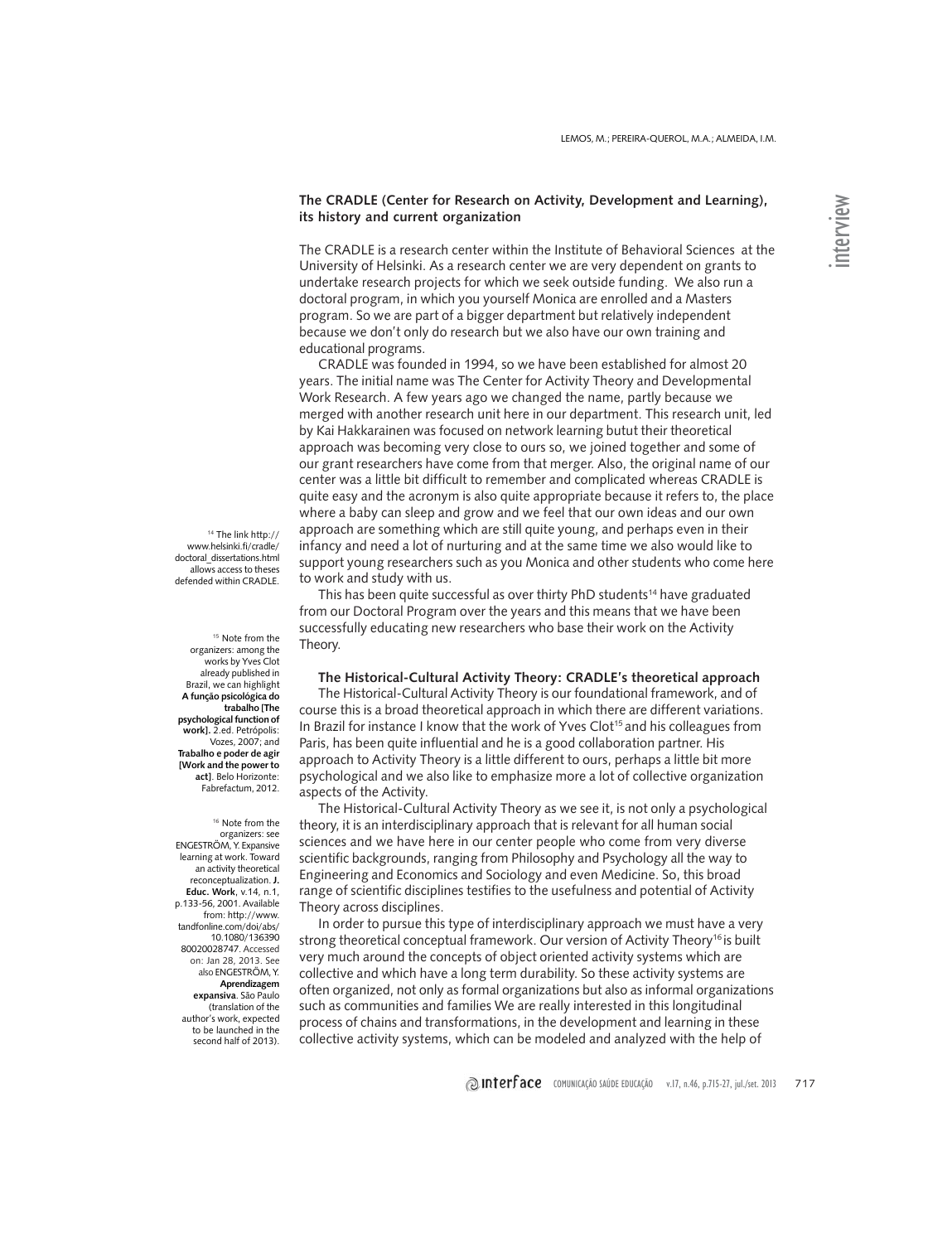### The CRADLE (Center for Research on Activity, Development and Learning), its history and current organization

The CRADLE is a research center within the Institute of Behavioral Sciences at the University of Helsinki. As a research center we are very dependent on grants to undertake research projects for which we seek outside funding. We also run a doctoral program, in which you yourself Monica are enrolled and a Masters program. So we are part of a bigger department but relatively independent because we don't only do research but we also have our own training and educational programs.

CRADLE was founded in 1994, so we have been established for almost 20 years. The initial name was The Center for Activity Theory and Developmental Work Research. A few years ago we changed the name, partly because we merged with another research unit here in our department. This research unit, led by Kai Hakkarainen was focused on network learning butut their theoretical approach was becoming very close to ours so, we joined together and some of our grant researchers have come from that merger. Also, the original name of our center was a little bit difficult to remember and complicated whereas CRADLE is quite easy and the acronym is also quite appropriate because it refers to, the place where a baby can sleep and grow and we feel that our own ideas and our own approach are something which are still quite young, and perhaps even in their infancy and need a lot of nurturing and at the same time we also would like to support young researchers such as you Monica and other students who come here to work and study with us.

This has been quite successful as over thirty PhD students[14] have graduated from our Doctoral Program over the years and this means that we have been successfully educating new researchers who base their work on the Activity Theory.

### The Historical-Cultural Activity Theory: CRADLE's theoretical approach

The Historical-Cultural Activity Theory is our foundational framework, and of course this is a broad theoretical approach in which there are different variations. In Brazil for instance I know that the work of Yves Clot[15] and his colleagues from Paris, has been quite influential and he is a good collaboration partner. His approach to Activity Theory is a little different to ours, perhaps a little bit more psychological and we also like to emphasize more a lot of collective organization aspects of the Activity.

The Historical-Cultural Activity Theory as we see it, is not only a psychological theory, it is an interdisciplinary approach that is relevant for all human social sciences and we have here in our center people who come from very diverse scientific backgrounds, ranging from Philosophy and Psychology all the way to Engineering and Economics and Sociology and even Medicine. So, this broad range of scientific disciplines testifies to the usefulness and potential of Activity Theory across disciplines.

In order to pursue this type of interdisciplinary approach we must have a very strong theoretical conceptual framework. Our version of Activity Theory[16] is built very much around the concepts of object oriented activity systems which are collective and which have a long term durability. So these activity systems are often organized, not only as formal organizations but also as informal organizations such as communities and families We are really interested in this longitudinal process of chains and transformations, in the development and learning in these collective activity systems, which can be modeled and analyzed with the help of

---

[14] The link http://www.helsinki.fi/cradle/doctoral_dissertations.html allows access to theses defended within CRADLE.

[15] Note from the organizers: among the works by Yves Clot already published in Brazil, we can highlight **A função psicológica do trabalho [The psychological function of work].** 2.ed. Petrópolis: Vozes, 2007; and **Trabalho e poder de agir [Work and the power to act]**. Belo Horizonte: Fabrefactum, 2012.

[16] Note from the organizers: see ENGESTRÖM, Y. Expansive learning at work. Toward an activity theoretical reconceptualization. **J. Educ. Work**, v.14, n.1, p.133-56, 2001. Available from: http://www.tandfonline.com/doi/abs/10.1080/13639080020028747. Accessed on: Jan 28, 2013. See also ENGESTRÖM, Y. **Aprendizagem expansiva**. São Paulo (translation of the author's work, expected to be launched in the second half of 2013).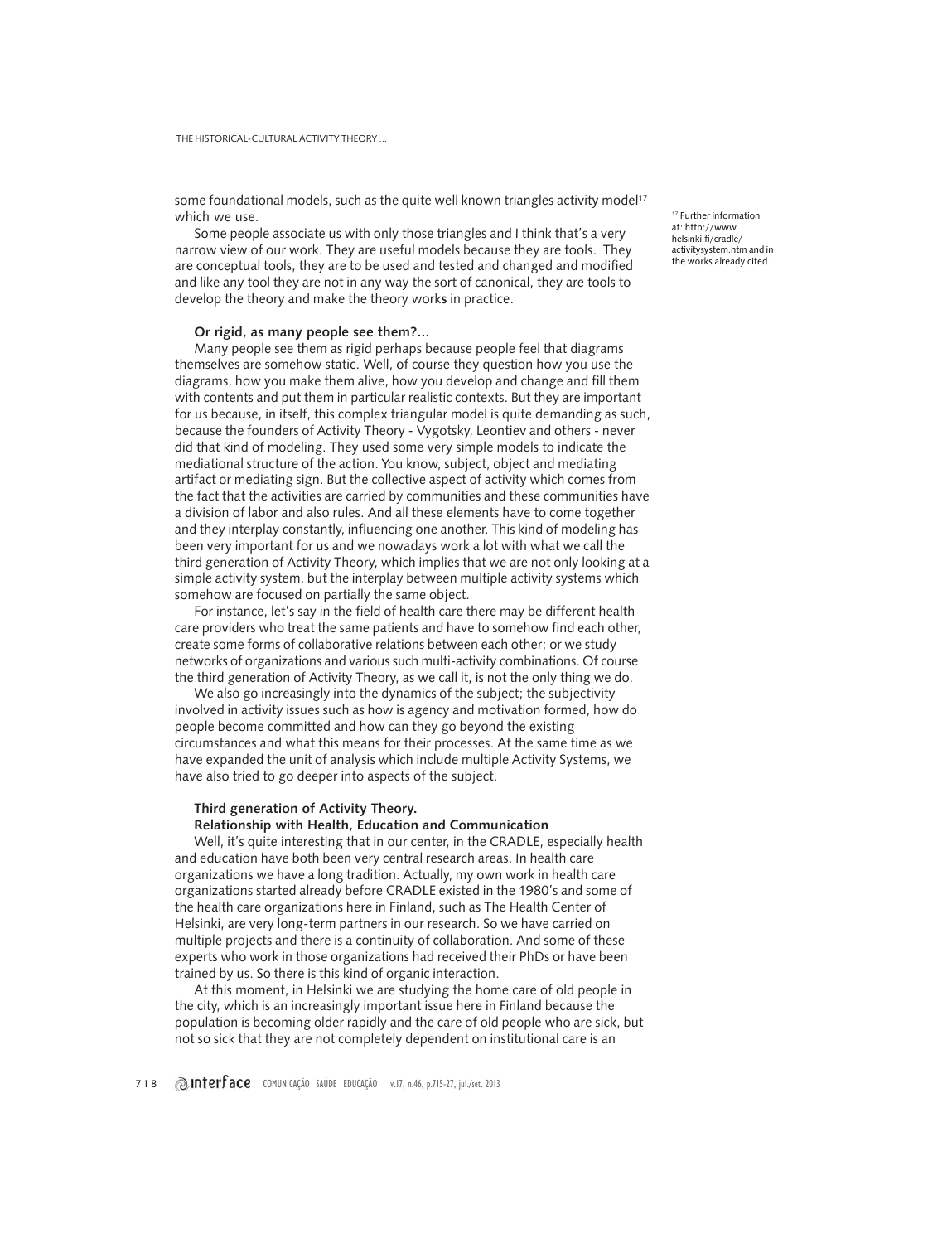some foundational models, such as the quite well known triangles activity model[17] which we use.

Some people associate us with only those triangles and I think that's a very narrow view of our work. They are useful models because they are tools. They are conceptual tools, they are to be used and tested and changed and modified and like any tool they are not in any way the sort of canonical, they are tools to develop the theory and make the theory work**s** in practice.

**Or rigid, as many people see them?...**

Many people see them as rigid perhaps because people feel that diagrams themselves are somehow static. Well, of course they question how you use the diagrams, how you make them alive, how you develop and change and fill them with contents and put them in particular realistic contexts. But they are important for us because, in itself, this complex triangular model is quite demanding as such, because the founders of Activity Theory - Vygotsky, Leontiev and others - never did that kind of modeling. They used some very simple models to indicate the mediational structure of the action. You know, subject, object and mediating artifact or mediating sign. But the collective aspect of activity which comes from the fact that the activities are carried by communities and these communities have a division of labor and also rules. And all these elements have to come together and they interplay constantly, influencing one another. This kind of modeling has been very important for us and we nowadays work a lot with what we call the third generation of Activity Theory, which implies that we are not only looking at a simple activity system, but the interplay between multiple activity systems which somehow are focused on partially the same object.

For instance, let's say in the field of health care there may be different health care providers who treat the same patients and have to somehow find each other, create some forms of collaborative relations between each other; or we study networks of organizations and various such multi-activity combinations. Of course the third generation of Activity Theory, as we call it, is not the only thing we do.

We also go increasingly into the dynamics of the subject; the subjectivity involved in activity issues such as how is agency and motivation formed, how do people become committed and how can they go beyond the existing circumstances and what this means for their processes. At the same time as we have expanded the unit of analysis which include multiple Activity Systems, we have also tried to go deeper into aspects of the subject.

**Third generation of Activity Theory.**
**Relationship with Health, Education and Communication**

Well, it's quite interesting that in our center, in the CRADLE, especially health and education have both been very central research areas. In health care organizations we have a long tradition. Actually, my own work in health care organizations started already before CRADLE existed in the 1980's and some of the health care organizations here in Finland, such as The Health Center of Helsinki, are very long-term partners in our research. So we have carried on multiple projects and there is a continuity of collaboration. And some of these experts who work in those organizations had received their PhDs or have been trained by us. So there is this kind of organic interaction.

At this moment, in Helsinki we are studying the home care of old people in the city, which is an increasingly important issue here in Finland because the population is becoming older rapidly and the care of old people who are sick, but not so sick that they are not completely dependent on institutional care is an

[17] Further information at: http://www.helsinki.fi/cradle/activitysystem.htm and in the works already cited.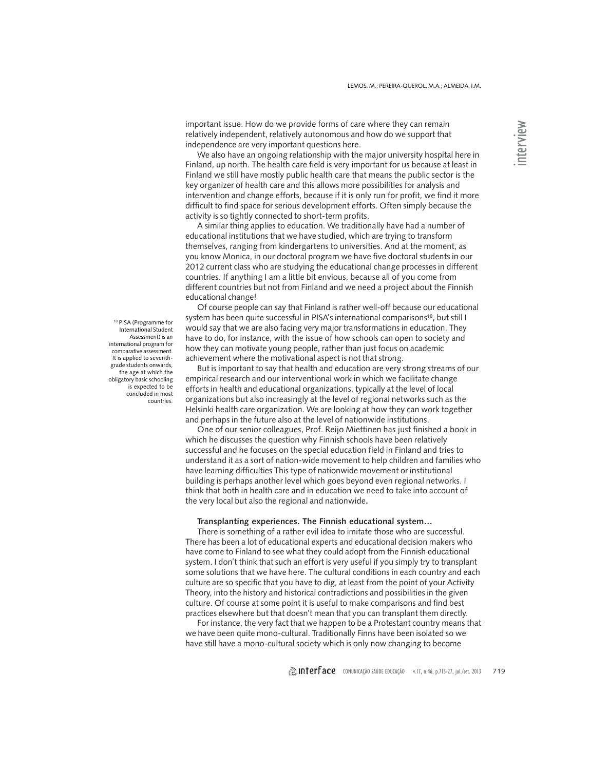important issue. How do we provide forms of care where they can remain relatively independent, relatively autonomous and how do we support that independence are very important questions here.

We also have an ongoing relationship with the major university hospital here in Finland, up north. The health care field is very important for us because at least in Finland we still have mostly public health care that means the public sector is the key organizer of health care and this allows more possibilities for analysis and intervention and change efforts, because if it is only run for profit, we find it more difficult to find space for serious development efforts. Often simply because the activity is so tightly connected to short-term profits.

A similar thing applies to education. We traditionally have had a number of educational institutions that we have studied, which are trying to transform themselves, ranging from kindergartens to universities. And at the moment, as you know Monica, in our doctoral program we have five doctoral students in our 2012 current class who are studying the educational change processes in different countries. If anything I am a little bit envious, because all of you come from different countries but not from Finland and we need a project about the Finnish educational change!

Of course people can say that Finland is rather well-off because our educational system has been quite successful in PISA's international comparisons[18], but still I would say that we are also facing very major transformations in education. They have to do, for instance, with the issue of how schools can open to society and how they can motivate young people, rather than just focus on academic achievement where the motivational aspect is not that strong.

But is important to say that health and education are very strong streams of our empirical research and our interventional work in which we facilitate change efforts in health and educational organizations, typically at the level of local organizations but also increasingly at the level of regional networks such as the Helsinki health care organization. We are looking at how they can work together and perhaps in the future also at the level of nationwide institutions.

One of our senior colleagues, Prof. Reijo Miettinen has just finished a book in which he discusses the question why Finnish schools have been relatively successful and he focuses on the special education field in Finland and tries to understand it as a sort of nation-wide movement to help children and families who have learning difficulties This type of nationwide movement or institutional building is perhaps another level which goes beyond even regional networks. I think that both in health care and in education we need to take into account of the very local but also the regional and nationwide**.**

**Transplanting experiences. The Finnish educational system…**

There is something of a rather evil idea to imitate those who are successful. There has been a lot of educational experts and educational decision makers who have come to Finland to see what they could adopt from the Finnish educational system. I don't think that such an effort is very useful if you simply try to transplant some solutions that we have here. The cultural conditions in each country and each culture are so specific that you have to dig, at least from the point of your Activity Theory, into the history and historical contradictions and possibilities in the given culture. Of course at some point it is useful to make comparisons and find best practices elsewhere but that doesn't mean that you can transplant them directly.

For instance, the very fact that we happen to be a Protestant country means that we have been quite mono-cultural. Traditionally Finns have been isolated so we have still have a mono-cultural society which is only now changing to become

[18] PISA (Programme for International Student Assessment) is an international program for comparative assessment. It is applied to seventh-grade students onwards, the age at which the obligatory basic schooling is expected to be concluded in most countries.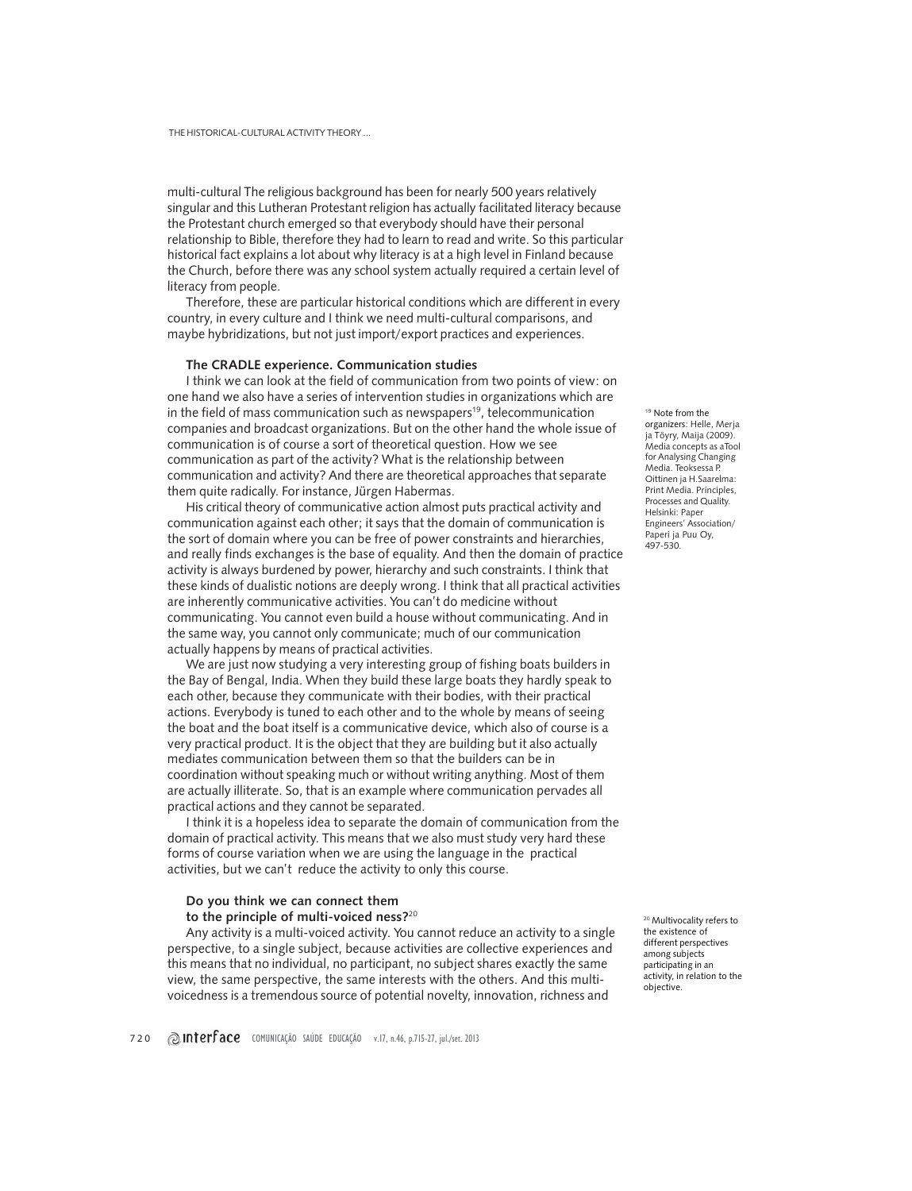multi-cultural The religious background has been for nearly 500 years relatively singular and this Lutheran Protestant religion has actually facilitated literacy because the Protestant church emerged so that everybody should have their personal relationship to Bible, therefore they had to learn to read and write. So this particular historical fact explains a lot about why literacy is at a high level in Finland because the Church, before there was any school system actually required a certain level of literacy from people.

Therefore, these are particular historical conditions which are different in every country, in every culture and I think we need multi-cultural comparisons, and maybe hybridizations, but not just import/export practices and experiences.

**The CRADLE experience. Communication studies**

I think we can look at the field of communication from two points of view: on one hand we also have a series of intervention studies in organizations which are in the field of mass communication such as newspapers[19], telecommunication companies and broadcast organizations. But on the other hand the whole issue of communication is of course a sort of theoretical question. How we see communication as part of the activity? What is the relationship between communication and activity? And there are theoretical approaches that separate them quite radically. For instance, Jürgen Habermas.

His critical theory of communicative action almost puts practical activity and communication against each other; it says that the domain of communication is the sort of domain where you can be free of power constraints and hierarchies, and really finds exchanges is the base of equality. And then the domain of practice activity is always burdened by power, hierarchy and such constraints. I think that these kinds of dualistic notions are deeply wrong. I think that all practical activities are inherently communicative activities. You can't do medicine without communicating. You cannot even build a house without communicating. And in the same way, you cannot only communicate; much of our communication actually happens by means of practical activities.

We are just now studying a very interesting group of fishing boats builders in the Bay of Bengal, India. When they build these large boats they hardly speak to each other, because they communicate with their bodies, with their practical actions. Everybody is tuned to each other and to the whole by means of seeing the boat and the boat itself is a communicative device, which also of course is a very practical product. It is the object that they are building but it also actually mediates communication between them so that the builders can be in coordination without speaking much or without writing anything. Most of them are actually illiterate. So, that is an example where communication pervades all practical actions and they cannot be separated.

I think it is a hopeless idea to separate the domain of communication from the domain of practical activity. This means that we also must study very hard these forms of course variation when we are using the language in the practical activities, but we can't reduce the activity to only this course.

**Do you think we can connect them to the principle of multi-voiced ness?**[20]

Any activity is a multi-voiced activity. You cannot reduce an activity to a single perspective, to a single subject, because activities are collective experiences and this means that no individual, no participant, no subject shares exactly the same view, the same perspective, the same interests with the others. And this multi-voicedness is a tremendous source of potential novelty, innovation, richness and

[19] Note from the organizers: Helle, Merja ja Töyry, Maija (2009). Media concepts as aTool for Analysing Changing Media. Teoksessa P. Oittinen ja H.Saarelma: Print Media. Principles, Processes and Quality. Helsinki: Paper Engineers' Association/ Paperi ja Puu Oy, 497-530.

[20] Multivocality refers to the existence of different perspectives among subjects participating in an activity, in relation to the objective.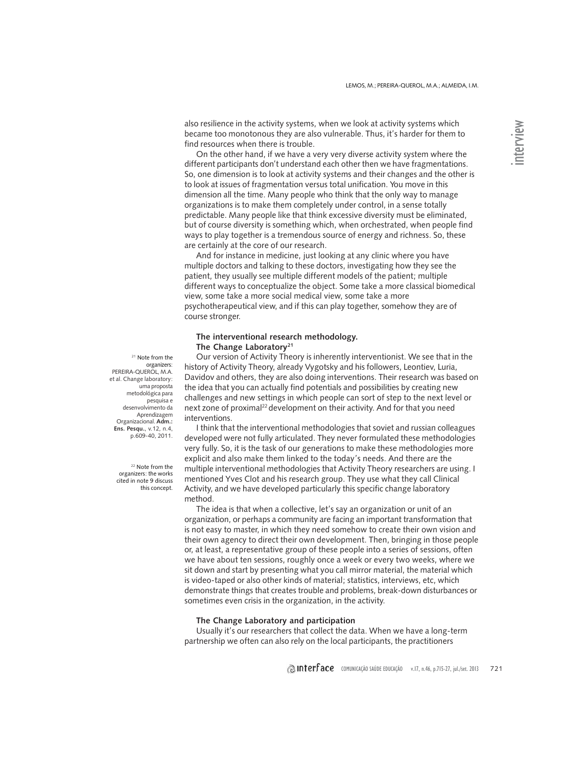also resilience in the activity systems, when we look at activity systems which became too monotonous they are also vulnerable. Thus, it's harder for them to find resources when there is trouble.

On the other hand, if we have a very very diverse activity system where the different participants don't understand each other then we have fragmentations. So, one dimension is to look at activity systems and their changes and the other is to look at issues of fragmentation versus total unification. You move in this dimension all the time. Many people who think that the only way to manage organizations is to make them completely under control, in a sense totally predictable. Many people like that think excessive diversity must be eliminated, but of course diversity is something which, when orchestrated, when people find ways to play together is a tremendous source of energy and richness. So, these are certainly at the core of our research.

And for instance in medicine, just looking at any clinic where you have multiple doctors and talking to these doctors, investigating how they see the patient, they usually see multiple different models of the patient; multiple different ways to conceptualize the object. Some take a more classical biomedical view, some take a more social medical view, some take a more psychotherapeutical view, and if this can play together, somehow they are of course stronger.

### The interventional research methodology. The Change Laboratory[21]

Our version of Activity Theory is inherently interventionist. We see that in the history of Activity Theory, already Vygotsky and his followers, Leontiev, Luria, Davidov and others, they are also doing interventions. Their research was based on the idea that you can actually find potentials and possibilities by creating new challenges and new settings in which people can sort of step to the next level or next zone of proximal[22] development on their activity. And for that you need interventions.

I think that the interventional methodologies that soviet and russian colleagues developed were not fully articulated. They never formulated these methodologies very fully. So, it is the task of our generations to make these methodologies more explicit and also make them linked to the today's needs. And there are the multiple interventional methodologies that Activity Theory researchers are using. I mentioned Yves Clot and his research group. They use what they call Clinical Activity, and we have developed particularly this specific change laboratory method.

The idea is that when a collective, let's say an organization or unit of an organization, or perhaps a community are facing an important transformation that is not easy to master, in which they need somehow to create their own vision and their own agency to direct their own development. Then, bringing in those people or, at least, a representative group of these people into a series of sessions, often we have about ten sessions, roughly once a week or every two weeks, where we sit down and start by presenting what you call mirror material, the material which is video-taped or also other kinds of material; statistics, interviews, etc, which demonstrate things that creates trouble and problems, break-down disturbances or sometimes even crisis in the organization, in the activity.

### The Change Laboratory and participation

Usually it's our researchers that collect the data. When we have a long-term partnership we often can also rely on the local participants, the practitioners

[21] Note from the organizers: PEREIRA-QUEROL, M.A. et al. Change laboratory: uma proposta metodológica para pesquisa e desenvolvimento da Aprendizagem Organizacional. **Adm.: Ens. Pesqu.**, v.12, n.4, p.609-40, 2011.

[22] Note from the organizers: the works cited in note 9 discuss this concept.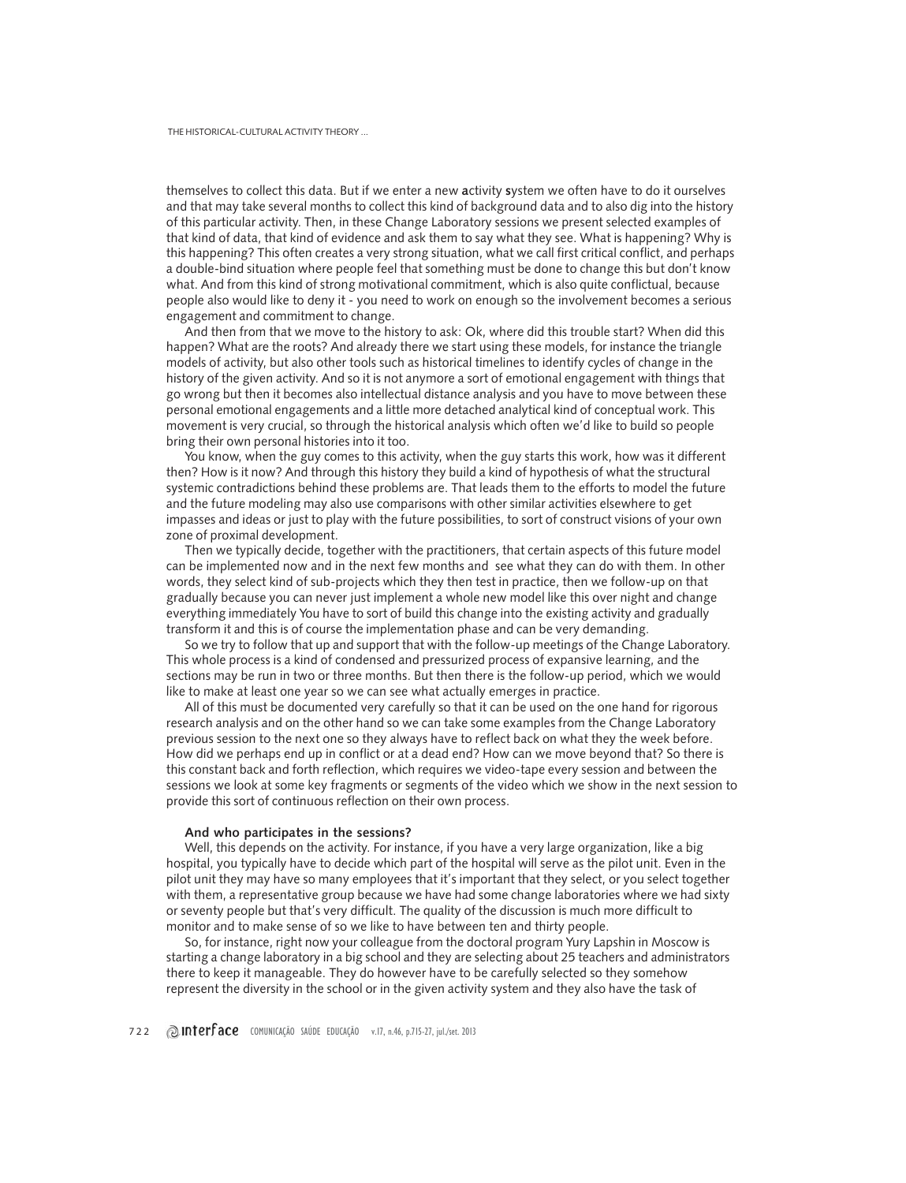themselves to collect this data. But if we enter a new **a**ctivity **s**ystem we often have to do it ourselves and that may take several months to collect this kind of background data and to also dig into the history of this particular activity. Then, in these Change Laboratory sessions we present selected examples of that kind of data, that kind of evidence and ask them to say what they see. What is happening? Why is this happening? This often creates a very strong situation, what we call first critical conflict, and perhaps a double-bind situation where people feel that something must be done to change this but don't know what. And from this kind of strong motivational commitment, which is also quite conflictual, because people also would like to deny it - you need to work on enough so the involvement becomes a serious engagement and commitment to change.

And then from that we move to the history to ask: Ok, where did this trouble start? When did this happen? What are the roots? And already there we start using these models, for instance the triangle models of activity, but also other tools such as historical timelines to identify cycles of change in the history of the given activity. And so it is not anymore a sort of emotional engagement with things that go wrong but then it becomes also intellectual distance analysis and you have to move between these personal emotional engagements and a little more detached analytical kind of conceptual work. This movement is very crucial, so through the historical analysis which often we'd like to build so people bring their own personal histories into it too.

You know, when the guy comes to this activity, when the guy starts this work, how was it different then? How is it now? And through this history they build a kind of hypothesis of what the structural systemic contradictions behind these problems are. That leads them to the efforts to model the future and the future modeling may also use comparisons with other similar activities elsewhere to get impasses and ideas or just to play with the future possibilities, to sort of construct visions of your own zone of proximal development.

Then we typically decide, together with the practitioners, that certain aspects of this future model can be implemented now and in the next few months and see what they can do with them. In other words, they select kind of sub-projects which they then test in practice, then we follow-up on that gradually because you can never just implement a whole new model like this over night and change everything immediately You have to sort of build this change into the existing activity and gradually transform it and this is of course the implementation phase and can be very demanding.

So we try to follow that up and support that with the follow-up meetings of the Change Laboratory. This whole process is a kind of condensed and pressurized process of expansive learning, and the sections may be run in two or three months. But then there is the follow-up period, which we would like to make at least one year so we can see what actually emerges in practice.

All of this must be documented very carefully so that it can be used on the one hand for rigorous research analysis and on the other hand so we can take some examples from the Change Laboratory previous session to the next one so they always have to reflect back on what they the week before. How did we perhaps end up in conflict or at a dead end? How can we move beyond that? So there is this constant back and forth reflection, which requires we video-tape every session and between the sessions we look at some key fragments or segments of the video which we show in the next session to provide this sort of continuous reflection on their own process.

**And who participates in the sessions?**

Well, this depends on the activity. For instance, if you have a very large organization, like a big hospital, you typically have to decide which part of the hospital will serve as the pilot unit. Even in the pilot unit they may have so many employees that it's important that they select, or you select together with them, a representative group because we have had some change laboratories where we had sixty or seventy people but that's very difficult. The quality of the discussion is much more difficult to monitor and to make sense of so we like to have between ten and thirty people.

So, for instance, right now your colleague from the doctoral program Yury Lapshin in Moscow is starting a change laboratory in a big school and they are selecting about 25 teachers and administrators there to keep it manageable. They do however have to be carefully selected so they somehow represent the diversity in the school or in the given activity system and they also have the task of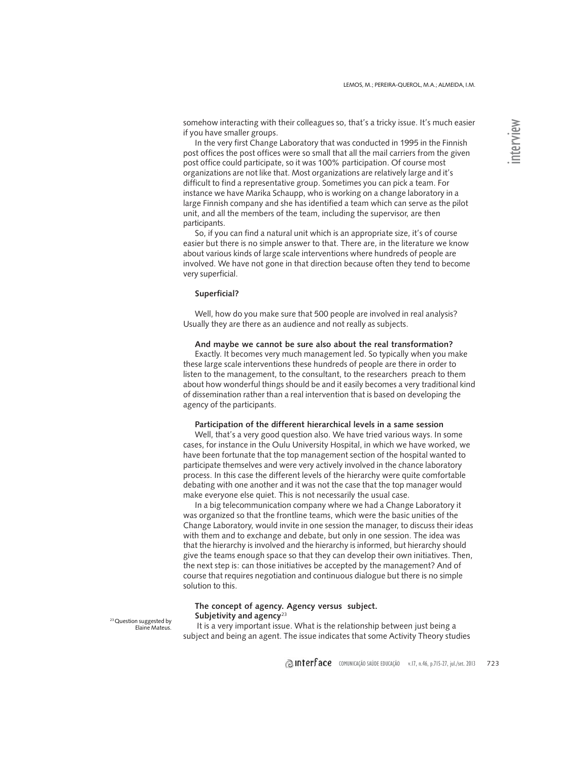somehow interacting with their colleagues so, that's a tricky issue. It's much easier if you have smaller groups.

In the very first Change Laboratory that was conducted in 1995 in the Finnish post offices the post offices were so small that all the mail carriers from the given post office could participate, so it was 100% participation. Of course most organizations are not like that. Most organizations are relatively large and it's difficult to find a representative group. Sometimes you can pick a team. For instance we have Marika Schaupp, who is working on a change laboratory in a large Finnish company and she has identified a team which can serve as the pilot unit, and all the members of the team, including the supervisor, are then participants.

So, if you can find a natural unit which is an appropriate size, it's of course easier but there is no simple answer to that. There are, in the literature we know about various kinds of large scale interventions where hundreds of people are involved. We have not gone in that direction because often they tend to become very superficial.

**Superficial?**

Well, how do you make sure that 500 people are involved in real analysis? Usually they are there as an audience and not really as subjects.

**And maybe we cannot be sure also about the real transformation?**

Exactly. It becomes very much management led. So typically when you make these large scale interventions these hundreds of people are there in order to listen to the management, to the consultant, to the researchers preach to them about how wonderful things should be and it easily becomes a very traditional kind of dissemination rather than a real intervention that is based on developing the agency of the participants.

**Participation of the different hierarchical levels in a same session**

Well, that's a very good question also. We have tried various ways. In some cases, for instance in the Oulu University Hospital, in which we have worked, we have been fortunate that the top management section of the hospital wanted to participate themselves and were very actively involved in the chance laboratory process. In this case the different levels of the hierarchy were quite comfortable debating with one another and it was not the case that the top manager would make everyone else quiet. This is not necessarily the usual case.

In a big telecommunication company where we had a Change Laboratory it was organized so that the frontline teams, which were the basic unities of the Change Laboratory, would invite in one session the manager, to discuss their ideas with them and to exchange and debate, but only in one session. The idea was that the hierarchy is involved and the hierarchy is informed, but hierarchy should give the teams enough space so that they can develop their own initiatives. Then, the next step is: can those initiatives be accepted by the management? And of course that requires negotiation and continuous dialogue but there is no simple solution to this.

**The concept of agency. Agency versus subject. Subjetivity and agency**[23]

It is a very important issue. What is the relationship between just being a subject and being an agent. The issue indicates that some Activity Theory studies

[23] Question suggested by Elaine Mateus.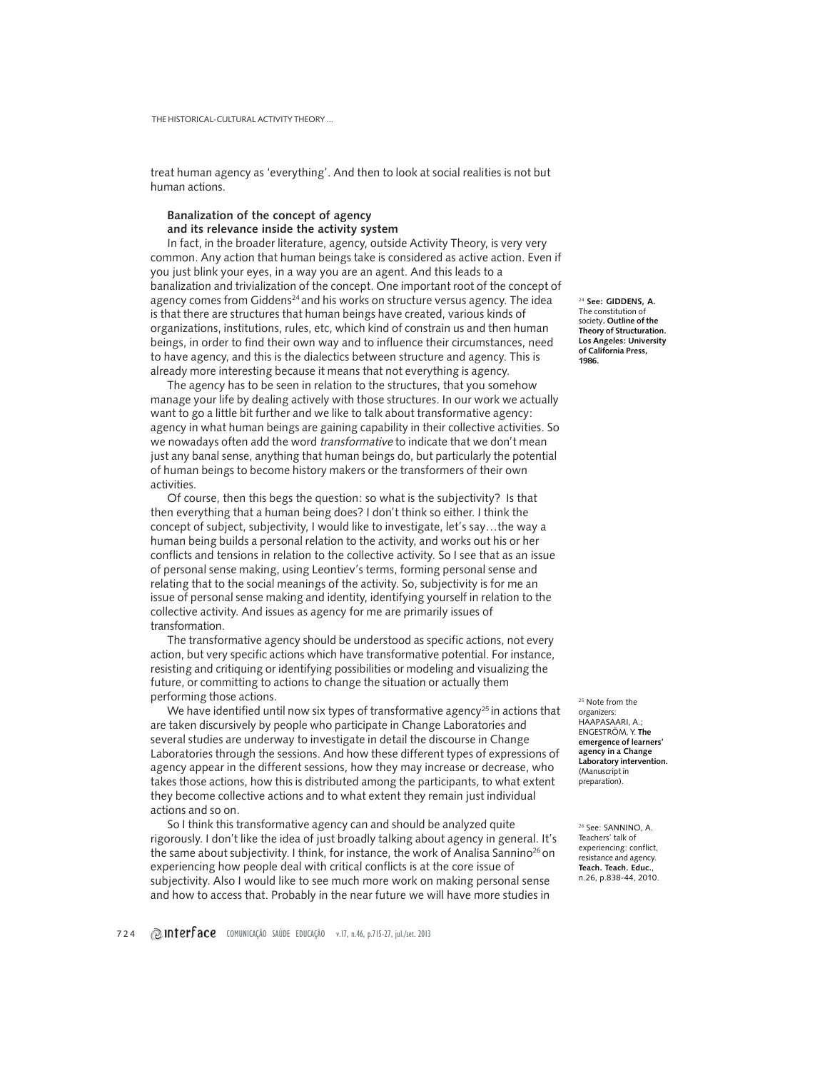treat human agency as 'everything'. And then to look at social realities is not but human actions.

### Banalization of the concept of agency and its relevance inside the activity system

In fact, in the broader literature, agency, outside Activity Theory, is very very common. Any action that human beings take is considered as active action. Even if you just blink your eyes, in a way you are an agent. And this leads to a banalization and trivialization of the concept. One important root of the concept of agency comes from Giddens[24] and his works on structure versus agency. The idea is that there are structures that human beings have created, various kinds of organizations, institutions, rules, etc, which kind of constrain us and then human beings, in order to find their own way and to influence their circumstances, need to have agency, and this is the dialectics between structure and agency. This is already more interesting because it means that not everything is agency.

The agency has to be seen in relation to the structures, that you somehow manage your life by dealing actively with those structures. In our work we actually want to go a little bit further and we like to talk about transformative agency: agency in what human beings are gaining capability in their collective activities. So we nowadays often add the word *transformative* to indicate that we don't mean just any banal sense, anything that human beings do, but particularly the potential of human beings to become history makers or the transformers of their own activities.

Of course, then this begs the question: so what is the subjectivity? Is that then everything that a human being does? I don't think so either. I think the concept of subject, subjectivity, I would like to investigate, let's say…the way a human being builds a personal relation to the activity, and works out his or her conflicts and tensions in relation to the collective activity. So I see that as an issue of personal sense making, using Leontiev's terms, forming personal sense and relating that to the social meanings of the activity. So, subjectivity is for me an issue of personal sense making and identity, identifying yourself in relation to the collective activity. And issues as agency for me are primarily issues of transformation.

The transformative agency should be understood as specific actions, not every action, but very specific actions which have transformative potential. For instance, resisting and critiquing or identifying possibilities or modeling and visualizing the future, or committing to actions to change the situation or actually them performing those actions.

We have identified until now six types of transformative agency[25] in actions that are taken discursively by people who participate in Change Laboratories and several studies are underway to investigate in detail the discourse in Change Laboratories through the sessions. And how these different types of expressions of agency appear in the different sessions, how they may increase or decrease, who takes those actions, how this is distributed among the participants, to what extent they become collective actions and to what extent they remain just individual actions and so on.

So I think this transformative agency can and should be analyzed quite rigorously. I don't like the idea of just broadly talking about agency in general. It's the same about subjectivity. I think, for instance, the work of Analisa Sannino[26] on experiencing how people deal with critical conflicts is at the core issue of subjectivity. Also I would like to see much more work on making personal sense and how to access that. Probably in the near future we will have more studies in

[24] See: GIDDENS, A. The constitution of society. **Outline of the Theory of Structuration. Los Angeles: University of California Press, 1986.**

[25] Note from the organizers: HAAPASAARI, A.; ENGESTRÖM, Y. **The emergence of learners' agency in a Change Laboratory intervention.** (Manuscript in preparation).

[26] See: SANNINO, A. Teachers' talk of experiencing: conflict, resistance and agency. **Teach. Teach. Educ.**, n.26, p.838-44, 2010.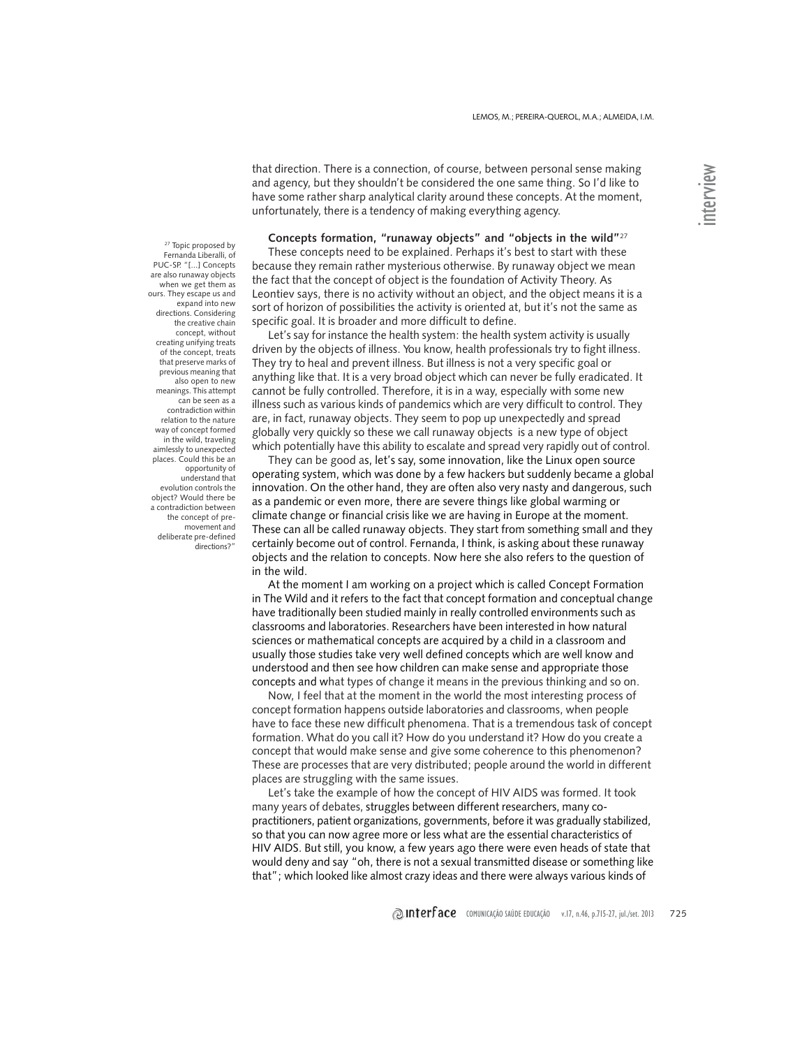that direction. There is a connection, of course, between personal sense making and agency, but they shouldn't be considered the one same thing. So I'd like to have some rather sharp analytical clarity around these concepts. At the moment, unfortunately, there is a tendency of making everything agency.

### Concepts formation, "runaway objects" and "objects in the wild"[27]

These concepts need to be explained. Perhaps it's best to start with these because they remain rather mysterious otherwise. By runaway object we mean the fact that the concept of object is the foundation of Activity Theory. As Leontiev says, there is no activity without an object, and the object means it is a sort of horizon of possibilities the activity is oriented at, but it's not the same as specific goal. It is broader and more difficult to define.

Let's say for instance the health system: the health system activity is usually driven by the objects of illness. You know, health professionals try to fight illness. They try to heal and prevent illness. But illness is not a very specific goal or anything like that. It is a very broad object which can never be fully eradicated. It cannot be fully controlled. Therefore, it is in a way, especially with some new illness such as various kinds of pandemics which are very difficult to control. They are, in fact, runaway objects. They seem to pop up unexpectedly and spread globally very quickly so these we call runaway objects is a new type of object which potentially have this ability to escalate and spread very rapidly out of control.

They can be good as, let's say, some innovation, like the Linux open source operating system, which was done by a few hackers but suddenly became a global innovation. On the other hand, they are often also very nasty and dangerous, such as a pandemic or even more, there are severe things like global warming or climate change or financial crisis like we are having in Europe at the moment. These can all be called runaway objects. They start from something small and they certainly become out of control. Fernanda, I think, is asking about these runaway objects and the relation to concepts. Now here she also refers to the question of in the wild.

At the moment I am working on a project which is called Concept Formation in The Wild and it refers to the fact that concept formation and conceptual change have traditionally been studied mainly in really controlled environments such as classrooms and laboratories. Researchers have been interested in how natural sciences or mathematical concepts are acquired by a child in a classroom and usually those studies take very well defined concepts which are well know and understood and then see how children can make sense and appropriate those concepts and what types of change it means in the previous thinking and so on.

Now, I feel that at the moment in the world the most interesting process of concept formation happens outside laboratories and classrooms, when people have to face these new difficult phenomena. That is a tremendous task of concept formation. What do you call it? How do you understand it? How do you create a concept that would make sense and give some coherence to this phenomenon? These are processes that are very distributed; people around the world in different places are struggling with the same issues.

Let's take the example of how the concept of HIV AIDS was formed. It took many years of debates, struggles between different researchers, many co-practitioners, patient organizations, governments, before it was gradually stabilized, so that you can now agree more or less what are the essential characteristics of HIV AIDS. But still, you know, a few years ago there were even heads of state that would deny and say "oh, there is not a sexual transmitted disease or something like that"; which looked like almost crazy ideas and there were always various kinds of

[27] Topic proposed by Fernanda Liberalli, of PUC-SP. "[...] Concepts are also runaway objects when we get them as ours. They escape us and expand into new directions. Considering the creative chain concept, without creating unifying treats of the concept, treats that preserve marks of previous meaning that also open to new meanings. This attempt can be seen as a contradiction within relation to the nature way of concept formed in the wild, traveling aimlessly to unexpected places. Could this be an opportunity of understand that evolution controls the object? Would there be a contradiction between the concept of pre-movement and deliberate pre-defined directions?"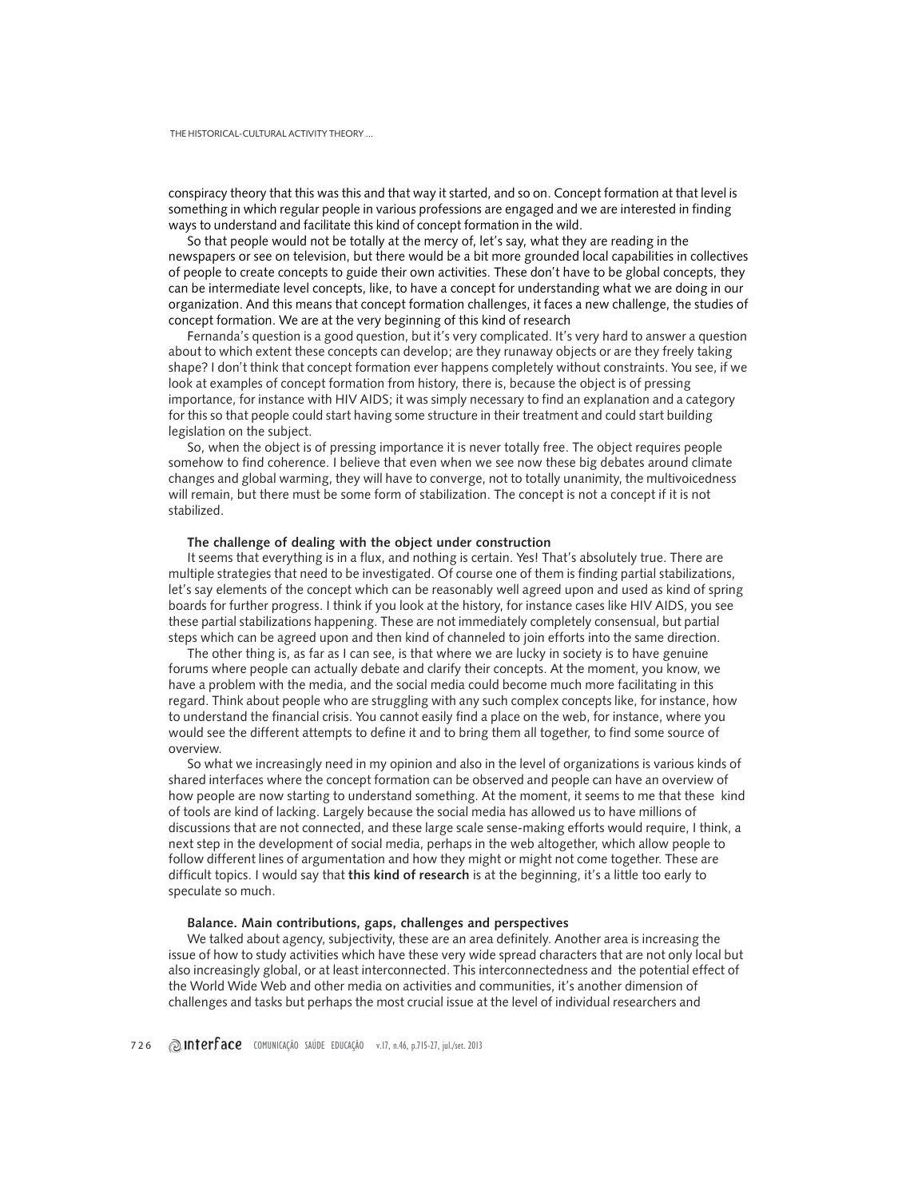conspiracy theory that this was this and that way it started, and so on. Concept formation at that level is something in which regular people in various professions are engaged and we are interested in finding ways to understand and facilitate this kind of concept formation in the wild.

So that people would not be totally at the mercy of, let's say, what they are reading in the newspapers or see on television, but there would be a bit more grounded local capabilities in collectives of people to create concepts to guide their own activities. These don't have to be global concepts, they can be intermediate level concepts, like, to have a concept for understanding what we are doing in our organization. And this means that concept formation challenges, it faces a new challenge, the studies of concept formation. We are at the very beginning of this kind of research

Fernanda's question is a good question, but it's very complicated. It's very hard to answer a question about to which extent these concepts can develop; are they runaway objects or are they freely taking shape? I don't think that concept formation ever happens completely without constraints. You see, if we look at examples of concept formation from history, there is, because the object is of pressing importance, for instance with HIV AIDS; it was simply necessary to find an explanation and a category for this so that people could start having some structure in their treatment and could start building legislation on the subject.

So, when the object is of pressing importance it is never totally free. The object requires people somehow to find coherence. I believe that even when we see now these big debates around climate changes and global warming, they will have to converge, not to totally unanimity, the multivoicedness will remain, but there must be some form of stabilization. The concept is not a concept if it is not stabilized.

**The challenge of dealing with the object under construction**

It seems that everything is in a flux, and nothing is certain. Yes! That's absolutely true. There are multiple strategies that need to be investigated. Of course one of them is finding partial stabilizations, let's say elements of the concept which can be reasonably well agreed upon and used as kind of spring boards for further progress. I think if you look at the history, for instance cases like HIV AIDS, you see these partial stabilizations happening. These are not immediately completely consensual, but partial steps which can be agreed upon and then kind of channeled to join efforts into the same direction.

The other thing is, as far as I can see, is that where we are lucky in society is to have genuine forums where people can actually debate and clarify their concepts. At the moment, you know, we have a problem with the media, and the social media could become much more facilitating in this regard. Think about people who are struggling with any such complex concepts like, for instance, how to understand the financial crisis. You cannot easily find a place on the web, for instance, where you would see the different attempts to define it and to bring them all together, to find some source of overview.

So what we increasingly need in my opinion and also in the level of organizations is various kinds of shared interfaces where the concept formation can be observed and people can have an overview of how people are now starting to understand something. At the moment, it seems to me that these kind of tools are kind of lacking. Largely because the social media has allowed us to have millions of discussions that are not connected, and these large scale sense-making efforts would require, I think, a next step in the development of social media, perhaps in the web altogether, which allow people to follow different lines of argumentation and how they might or might not come together. These are difficult topics. I would say that **this kind of research** is at the beginning, it's a little too early to speculate so much.

**Balance. Main contributions, gaps, challenges and perspectives**

We talked about agency, subjectivity, these are an area definitely. Another area is increasing the issue of how to study activities which have these very wide spread characters that are not only local but also increasingly global, or at least interconnected. This interconnectedness and the potential effect of the World Wide Web and other media on activities and communities, it's another dimension of challenges and tasks but perhaps the most crucial issue at the level of individual researchers and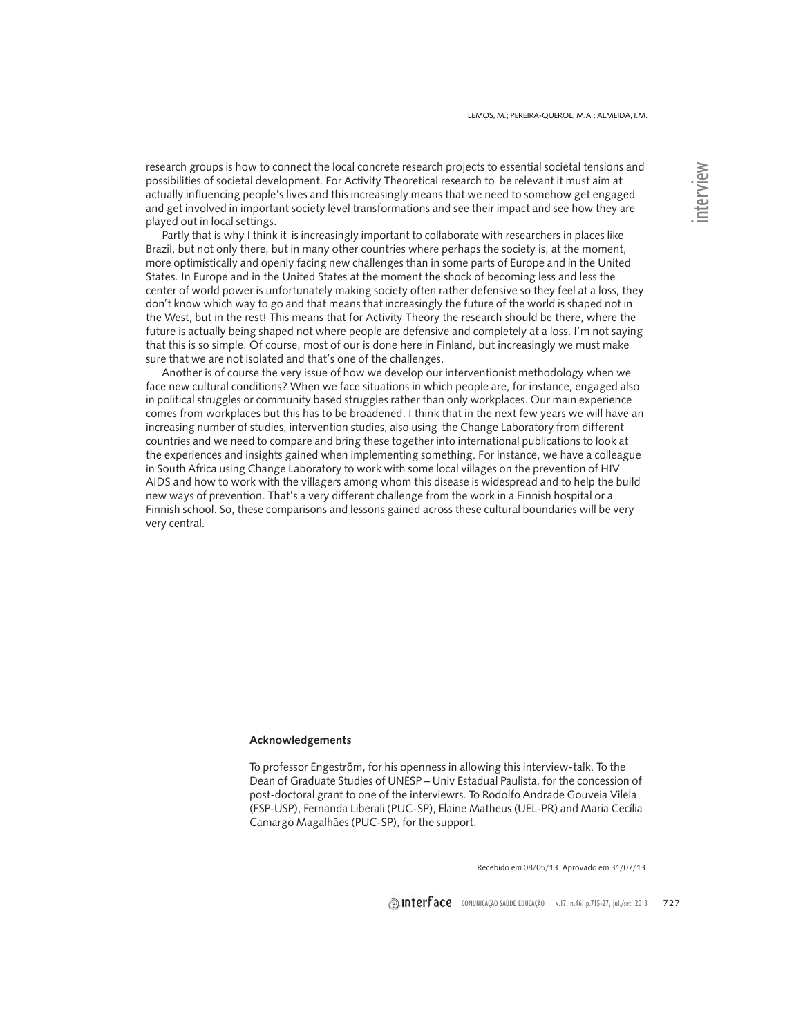research groups is how to connect the local concrete research projects to essential societal tensions and possibilities of societal development. For Activity Theoretical research to be relevant it must aim at actually influencing people's lives and this increasingly means that we need to somehow get engaged and get involved in important society level transformations and see their impact and see how they are played out in local settings.

Partly that is why I think it is increasingly important to collaborate with researchers in places like Brazil, but not only there, but in many other countries where perhaps the society is, at the moment, more optimistically and openly facing new challenges than in some parts of Europe and in the United States. In Europe and in the United States at the moment the shock of becoming less and less the center of world power is unfortunately making society often rather defensive so they feel at a loss, they don't know which way to go and that means that increasingly the future of the world is shaped not in the West, but in the rest! This means that for Activity Theory the research should be there, where the future is actually being shaped not where people are defensive and completely at a loss. I'm not saying that this is so simple. Of course, most of our is done here in Finland, but increasingly we must make sure that we are not isolated and that's one of the challenges.

Another is of course the very issue of how we develop our interventionist methodology when we face new cultural conditions? When we face situations in which people are, for instance, engaged also in political struggles or community based struggles rather than only workplaces. Our main experience comes from workplaces but this has to be broadened. I think that in the next few years we will have an increasing number of studies, intervention studies, also using the Change Laboratory from different countries and we need to compare and bring these together into international publications to look at the experiences and insights gained when implementing something. For instance, we have a colleague in South Africa using Change Laboratory to work with some local villages on the prevention of HIV AIDS and how to work with the villagers among whom this disease is widespread and to help the build new ways of prevention. That's a very different challenge from the work in a Finnish hospital or a Finnish school. So, these comparisons and lessons gained across these cultural boundaries will be very very central.

**Acknowledgements**

To professor Engeström, for his openness in allowing this interview-talk. To the Dean of Graduate Studies of UNESP – Univ Estadual Paulista, for the concession of post-doctoral grant to one of the interviewrs. To Rodolfo Andrade Gouveia Vilela (FSP-USP), Fernanda Liberali (PUC-SP), Elaine Matheus (UEL-PR) and Maria Cecília Camargo Magalhães (PUC-SP), for the support.

Recebido em 08/05/13. Aprovado em 31/07/13.